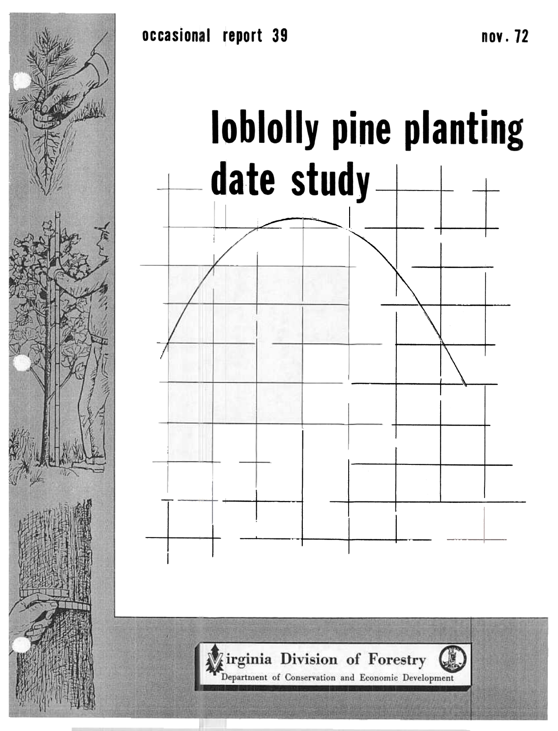occasional report 39

nov. 72

# loblolly pine planting date study

Virginia Division of Forestry

Department of Conservation and Economic Development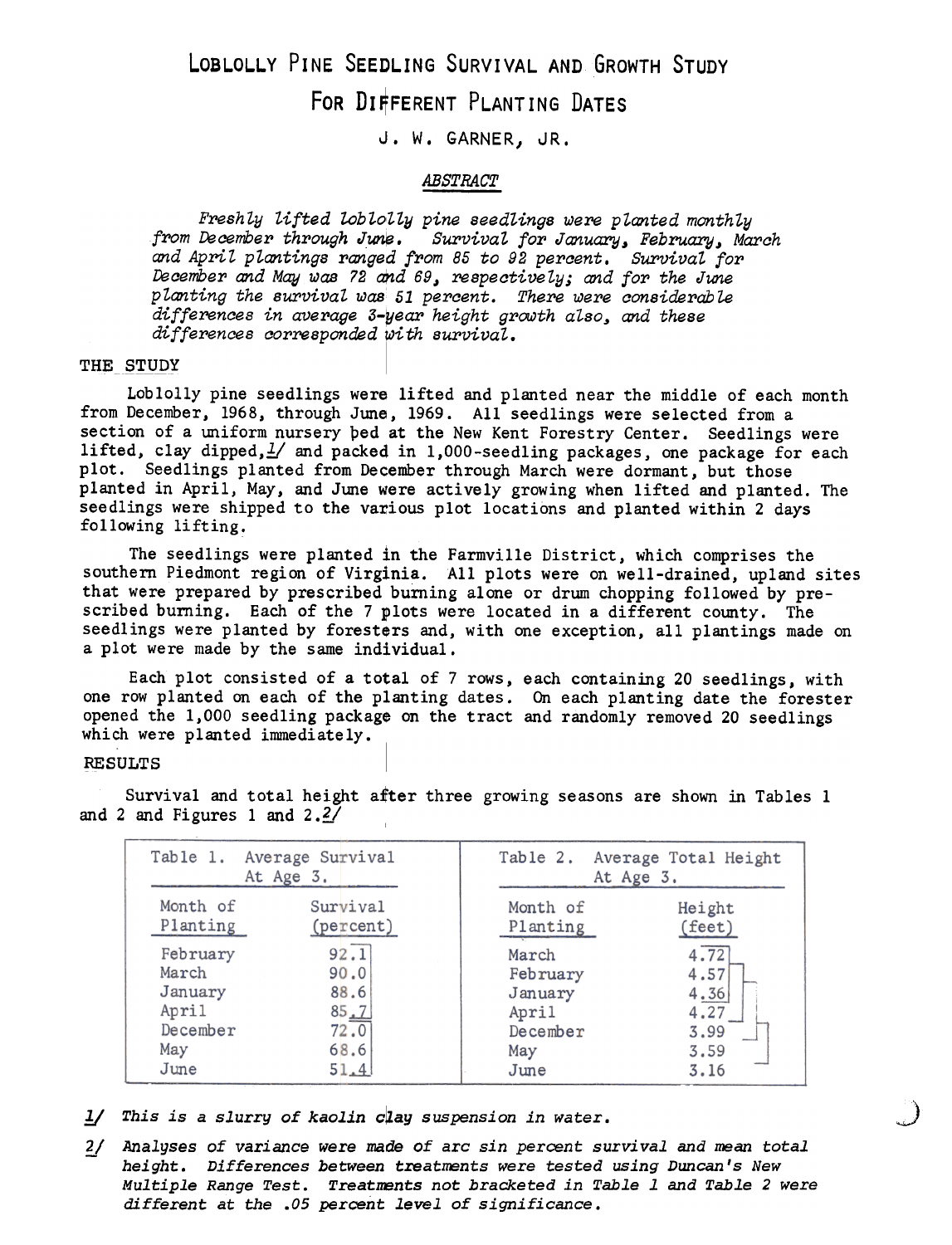# Loblolly Pine Seedling Survival and Growth Study For Different Planting Dates

J. W. GARNER, JR.

### *ABSTRACT*

*Freshly lifted loblolly pine seedlings were planted monthly from December through June. Survival for January, February, March and April plantings ranged from 85 to 92 percent. Survival for December and May was 72 and 69, respectively; and for the June planting the survival was 51 percent. There were considerable differences in average 3-year height growth also, and these differences corresponded with survival.*

## THE STUDY

Loblolly pine seedlings were lifted and planted near the middle of each month from December, 1968, through June, 1969. All seedlings were selected from a section of a uniform nursery bed at the New Kent Forestry Center. Seedlings were lifted, clay dipped,[1/] and packed in 1,000-seedling packages, one package for each plot. Seedlings planted from December through March were dormant, but those planted in April, May, and June were actively growing when lifted and planted. The seedlings were shipped to the various plot locations and planted within 2 days following lifting.

The seedlings were planted in the Farmville District, which comprises the southern Piedmont region of Virginia. All plots were on well-drained, upland sites that were prepared by prescribed burning alone or drum chopping followed by prescribed burning. Each of the 7 plots were located in a different county. The seedlings were planted by foresters and, with one exception, all plantings made on a plot were made by the same individual.

Each plot consisted of a total of 7 rows, each containing 20 seedlings, with one row planted on each of the planting dates. On each planting date the forester opened the 1,000 seedling package on the tract and randomly removed 20 seedlings which were planted immediately.

## RESULTS

Survival and total height after three growing seasons are shown in Tables 1 and 2 and Figures 1 and 2.[2/]

Table 1. Average Survival At Age 3.

| Month of Planting | Survival (percent) |
|---|---|
| February | 92.1 |
| March | 90.0 |
| January | 88.6 |
| April | 85.7 |
| December | 72.0 |
| May | 68.6 |
| June | 51.4 |

Table 2. Average Total Height At Age 3.

| Month of Planting | Height (feet) |
|---|---|
| March | 4.72 |
| February | 4.57 |
| January | 4.36 |
| April | 4.27 |
| December | 3.99 |
| May | 3.59 |
| June | 3.16 |

*1/ This is a slurry of kaolin clay suspension in water.*

*2/ Analyses of variance were made of arc sin percent survival and mean total height. Differences between treatments were tested using Duncan's New Multiple Range Test. Treatments not bracketed in Table 1 and Table 2 were different at the .05 percent level of significance.*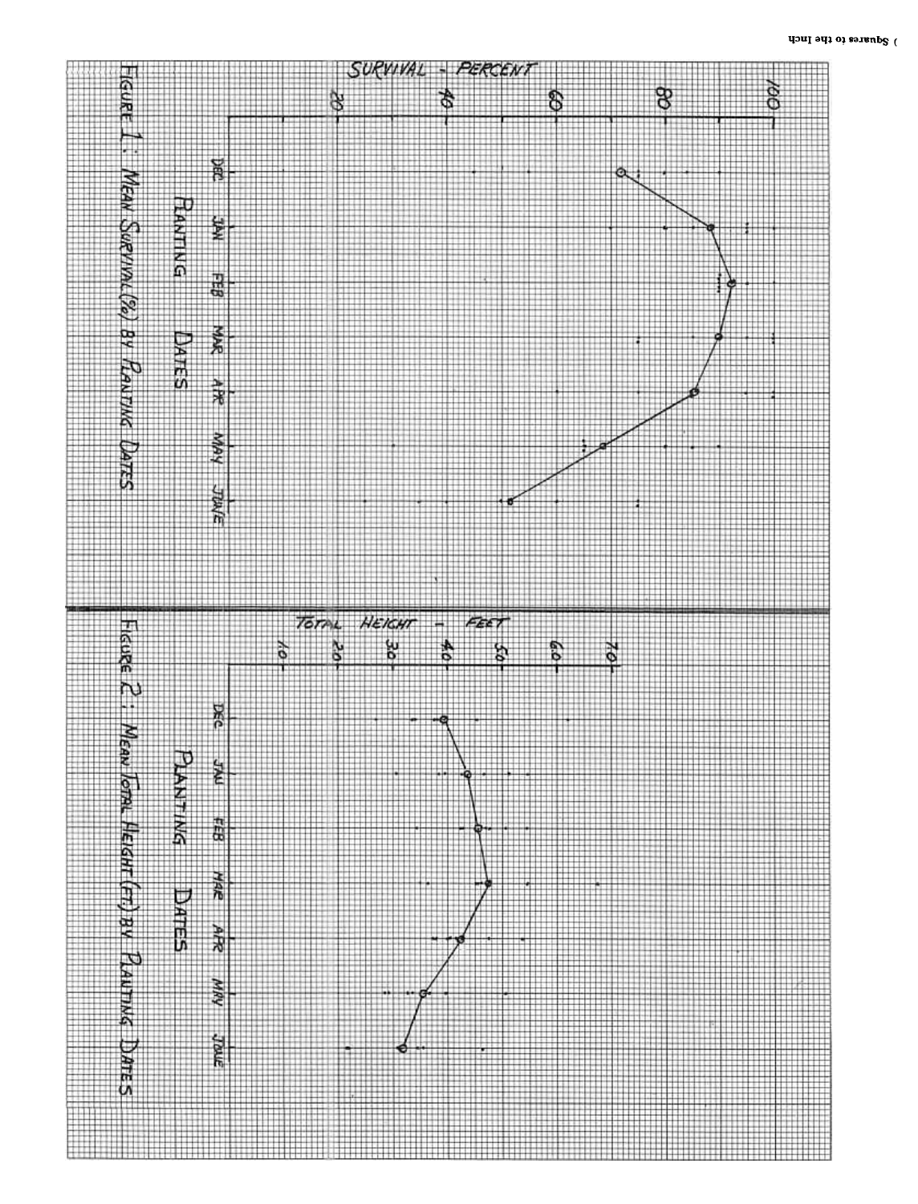SURVIVAL - PERCENT

20
40
60
80
100

DEC
JAN
FEB
MAR
APR
MAY
JUNE

PLANTING DATES

FIGURE 1: MEAN SURVIVAL(%) BY PLANTING DATES

TOTAL HEIGHT - FEET

10
20
30
40
50
60
70

DEC
JAN
FEB
MAR
APR
MAY
JUNE

PLANTING DATES

FIGURE 2: MEAN TOTAL HEIGHT (FT.) BY PLANTING DATES